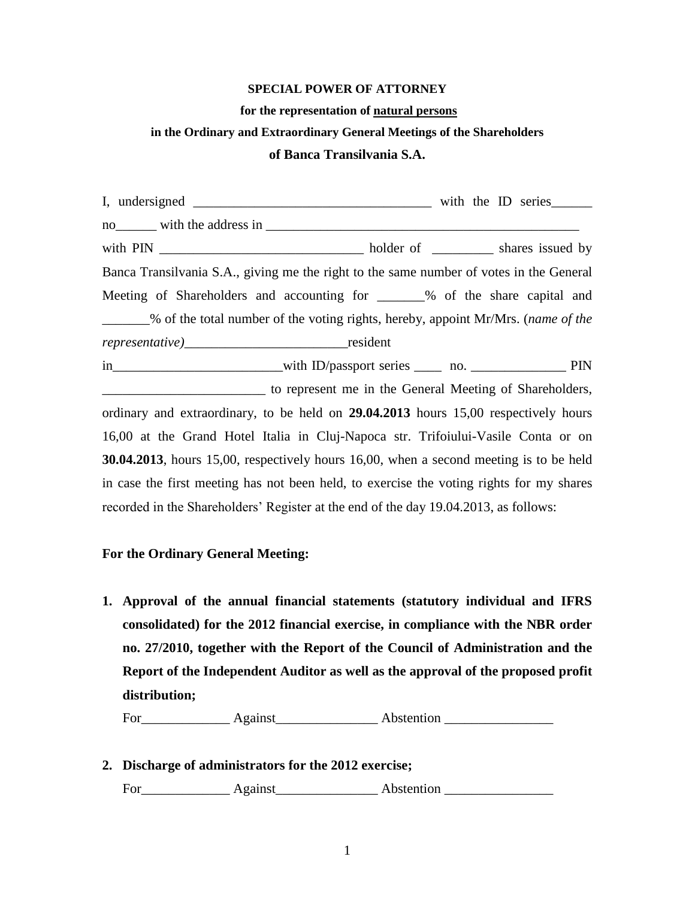**SPECIAL POWER OF ATTORNEY**

**for the representation of natural persons**

**in the Ordinary and Extraordinary General Meetings of the Shareholders**

**of Banca Transilvania S.A.**

I, undersigned ___________________________________ with the ID series______ no______ with the address in ________________________________________________ with PIN ______________________________ holder of _________ shares issued by Banca Transilvania S.A., giving me the right to the same number of votes in the General Meeting of Shareholders and accounting for _______% of the share capital and _______% of the total number of the voting rights, hereby, appoint Mr/Mrs. (*name of the representative)*________________________resident in________________________with ID/passport series ____ no. ______________ PIN ________________________ to represent me in the General Meeting of Shareholders, ordinary and extraordinary, to be held on **29.04.2013** hours 15,00 respectively hours 16,00 at the Grand Hotel Italia in Cluj-Napoca str. Trifoiului-Vasile Conta or on **30.04.2013**, hours 15,00, respectively hours 16,00, when a second meeting is to be held in case the first meeting has not been held, to exercise the voting rights for my shares recorded in the Shareholders' Register at the end of the day 19.04.2013, as follows:

**For the Ordinary General Meeting:**

1. **Approval of the annual financial statements (statutory individual and IFRS consolidated) for the 2012 financial exercise, in compliance with the NBR order no. 27/2010, together with the Report of the Council of Administration and the Report of the Independent Auditor as well as the approval of the proposed profit distribution;**

   For_____________ Against_______________ Abstention ________________

2. **Discharge of administrators for the 2012 exercise;**

   For_____________ Against_______________ Abstention ________________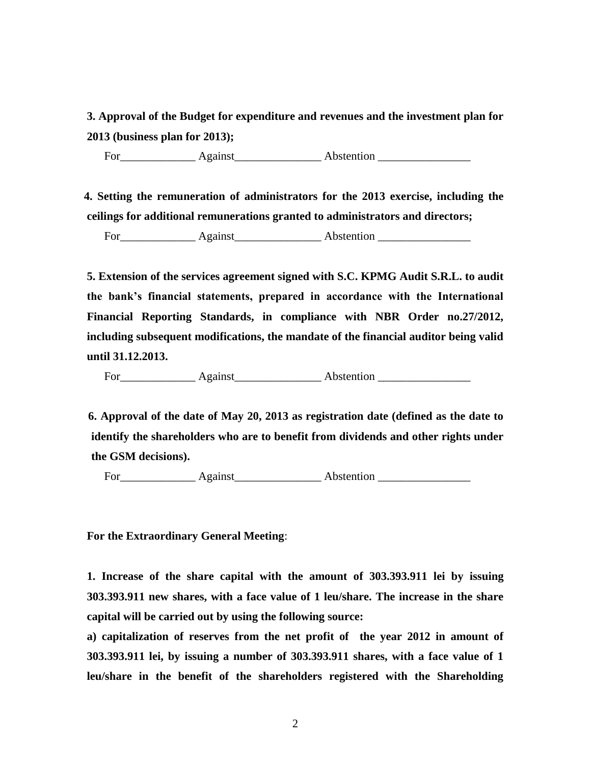**3. Approval of the Budget for expenditure and revenues and the investment plan for 2013 (business plan for 2013);**

For_____________ Against_______________ Abstention ________________

**4. Setting the remuneration of administrators for the 2013 exercise, including the ceilings for additional remunerations granted to administrators and directors;**

For_____________ Against_______________ Abstention ________________

**5. Extension of the services agreement signed with S.C. KPMG Audit S.R.L. to audit the bank's financial statements, prepared in accordance with the International Financial Reporting Standards, in compliance with NBR Order no.27/2012, including subsequent modifications, the mandate of the financial auditor being valid until 31.12.2013.**

For_____________ Against_______________ Abstention ________________

**6. Approval of the date of May 20, 2013 as registration date (defined as the date to identify the shareholders who are to benefit from dividends and other rights under the GSM decisions).**

For_____________ Against_______________ Abstention ________________

**For the Extraordinary General Meeting**:

**1. Increase of the share capital with the amount of 303.393.911 lei by issuing 303.393.911 new shares, with a face value of 1 leu/share. The increase in the share capital will be carried out by using the following source:**

**a) capitalization of reserves from the net profit of the year 2012 in amount of 303.393.911 lei, by issuing a number of 303.393.911 shares, with a face value of 1 leu/share in the benefit of the shareholders registered with the Shareholding**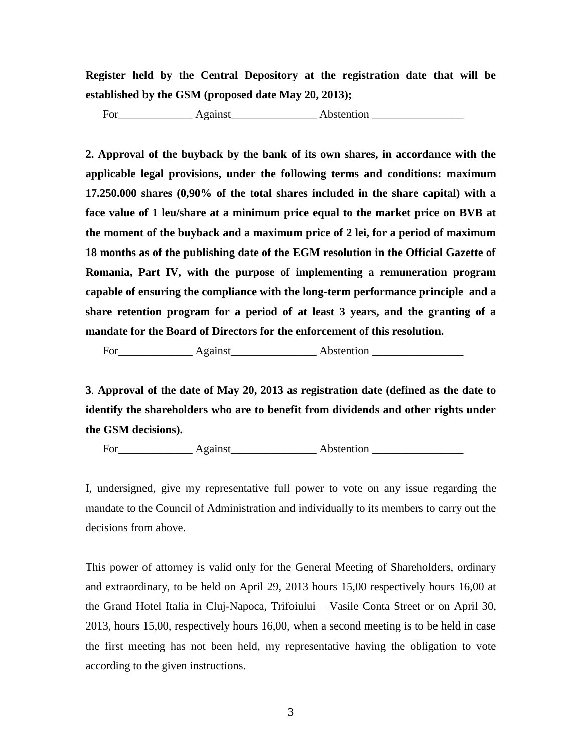**Register held by the Central Depository at the registration date that will be established by the GSM (proposed date May 20, 2013);**

For_____________ Against_______________ Abstention ________________

**2. Approval of the buyback by the bank of its own shares, in accordance with the applicable legal provisions, under the following terms and conditions: maximum 17.250.000 shares (0,90% of the total shares included in the share capital) with a face value of 1 leu/share at a minimum price equal to the market price on BVB at the moment of the buyback and a maximum price of 2 lei, for a period of maximum 18 months as of the publishing date of the EGM resolution in the Official Gazette of Romania, Part IV, with the purpose of implementing a remuneration program capable of ensuring the compliance with the long-term performance principle and a share retention program for a period of at least 3 years, and the granting of a mandate for the Board of Directors for the enforcement of this resolution.**

For_____________ Against_______________ Abstention ________________

**3. Approval of the date of May 20, 2013 as registration date (defined as the date to identify the shareholders who are to benefit from dividends and other rights under the GSM decisions).**

For_____________ Against_______________ Abstention ________________

I, undersigned, give my representative full power to vote on any issue regarding the mandate to the Council of Administration and individually to its members to carry out the decisions from above.

This power of attorney is valid only for the General Meeting of Shareholders, ordinary and extraordinary, to be held on April 29, 2013 hours 15,00 respectively hours 16,00 at the Grand Hotel Italia in Cluj-Napoca, Trifoiului – Vasile Conta Street or on April 30, 2013, hours 15,00, respectively hours 16,00, when a second meeting is to be held in case the first meeting has not been held, my representative having the obligation to vote according to the given instructions.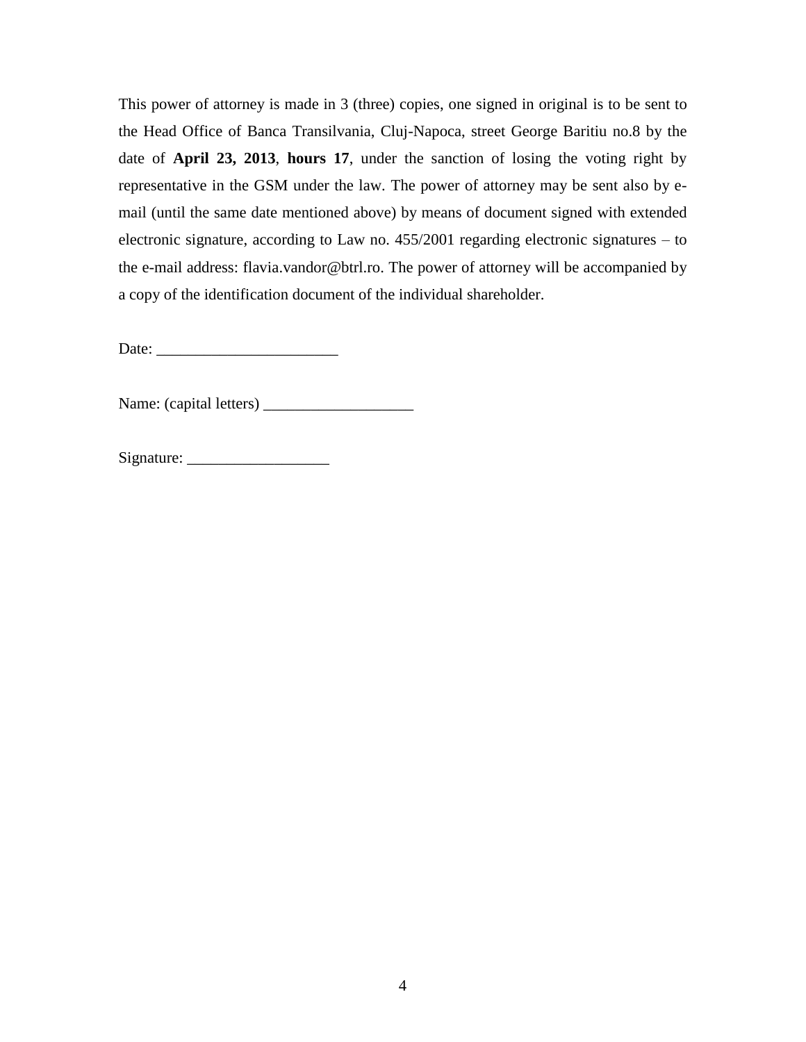This power of attorney is made in 3 (three) copies, one signed in original is to be sent to the Head Office of Banca Transilvania, Cluj-Napoca, street George Baritiu no.8 by the date of **April 23, 2013**, **hours 17**, under the sanction of losing the voting right by representative in the GSM under the law. The power of attorney may be sent also by e-mail (until the same date mentioned above) by means of document signed with extended electronic signature, according to Law no. 455/2001 regarding electronic signatures – to the e-mail address: flavia.vandor@btrl.ro. The power of attorney will be accompanied by a copy of the identification document of the individual shareholder.

Date: _______________________

Name: (capital letters) ___________________

Signature: __________________